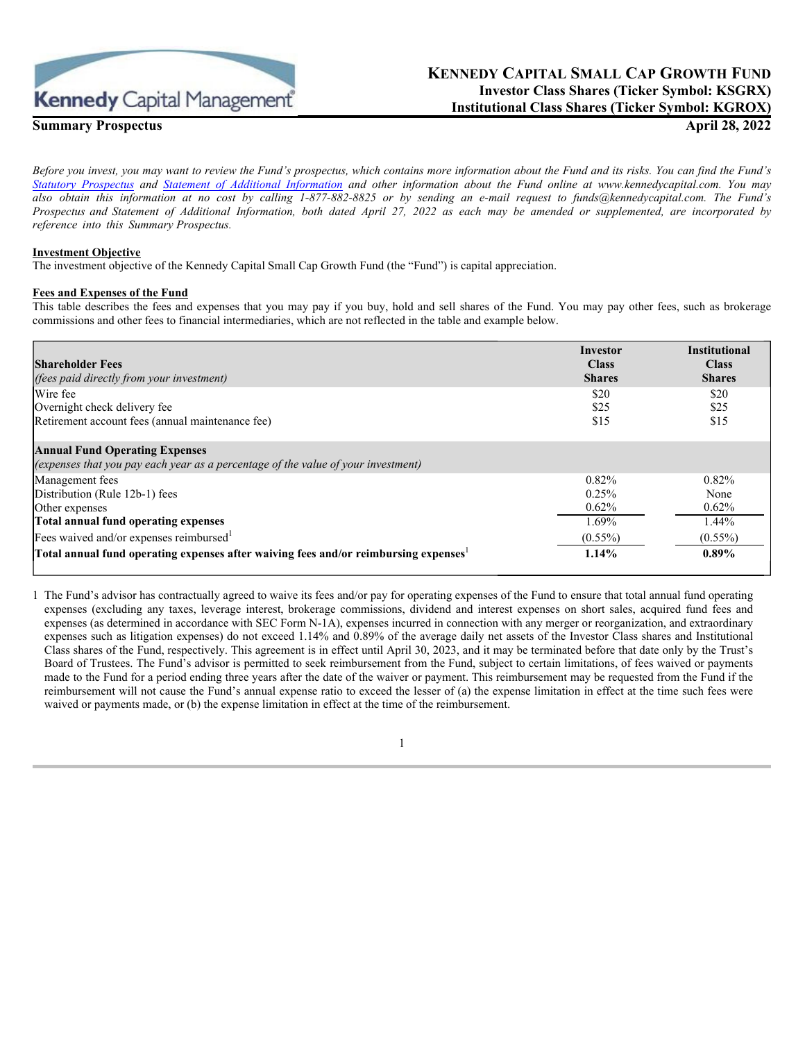Kennedy Capital Management

# KENNEDY CAPITAL SMALL CAP GROWTH FUND

**Investor Class Shares (Ticker Symbol: KSGRX)**
**Institutional Class Shares (Ticker Symbol: KGROX)**

**Summary Prospectus** **April 28, 2022**

*Before you invest, you may want to review the Fund's prospectus, which contains more information about the Fund and its risks. You can find the Fund's [Statutory Prospectus] and [Statement of Additional Information] and other information about the Fund online at www.kennedycapital.com. You may also obtain this information at no cost by calling 1-877-882-8825 or by sending an e-mail request to funds@kennedycapital.com. The Fund's Prospectus and Statement of Additional Information, both dated April 27, 2022 as each may be amended or supplemented, are incorporated by reference into this Summary Prospectus.*

## Investment Objective

The investment objective of the Kennedy Capital Small Cap Growth Fund (the "Fund") is capital appreciation.

## Fees and Expenses of the Fund

This table describes the fees and expenses that you may pay if you buy, hold and sell shares of the Fund. You may pay other fees, such as brokerage commissions and other fees to financial intermediaries, which are not reflected in the table and example below.

| **Shareholder Fees** *(fees paid directly from your investment)* | **Investor Class Shares** | **Institutional Class Shares** |
|---|---|---|
| Wire fee | $20 | $20 |
| Overnight check delivery fee | $25 | $25 |
| Retirement account fees (annual maintenance fee) | $15 | $15 |
| **Annual Fund Operating Expenses** *(expenses that you pay each year as a percentage of the value of your investment)* | | |
| Management fees | 0.82% | 0.82% |
| Distribution (Rule 12b-1) fees | 0.25% | None |
| Other expenses | 0.62% | 0.62% |
| **Total annual fund operating expenses** | 1.69% | 1.44% |
| Fees waived and/or expenses reimbursed[1] | (0.55%) | (0.55%) |
| **Total annual fund operating expenses after waiving fees and/or reimbursing expenses**[1] | **1.14%** | **0.89%** |

1 The Fund's advisor has contractually agreed to waive its fees and/or pay for operating expenses of the Fund to ensure that total annual fund operating expenses (excluding any taxes, leverage interest, brokerage commissions, dividend and interest expenses on short sales, acquired fund fees and expenses (as determined in accordance with SEC Form N-1A), expenses incurred in connection with any merger or reorganization, and extraordinary expenses such as litigation expenses) do not exceed 1.14% and 0.89% of the average daily net assets of the Investor Class shares and Institutional Class shares of the Fund, respectively. This agreement is in effect until April 30, 2023, and it may be terminated before that date only by the Trust's Board of Trustees. The Fund's advisor is permitted to seek reimbursement from the Fund, subject to certain limitations, of fees waived or payments made to the Fund for a period ending three years after the date of the waiver or payment. This reimbursement may be requested from the Fund if the reimbursement will not cause the Fund's annual expense ratio to exceed the lesser of (a) the expense limitation in effect at the time such fees were waived or payments made, or (b) the expense limitation in effect at the time of the reimbursement.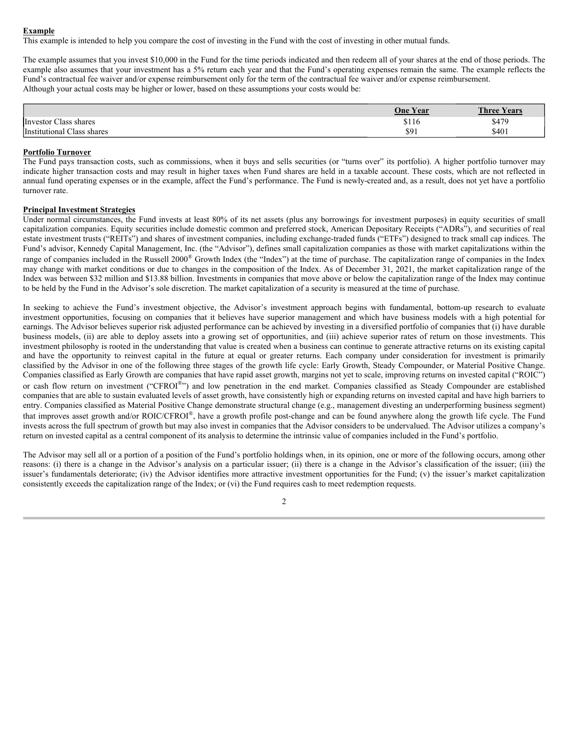**Example**

This example is intended to help you compare the cost of investing in the Fund with the cost of investing in other mutual funds.

The example assumes that you invest $10,000 in the Fund for the time periods indicated and then redeem all of your shares at the end of those periods. The example also assumes that your investment has a 5% return each year and that the Fund's operating expenses remain the same. The example reflects the Fund's contractual fee waiver and/or expense reimbursement only for the term of the contractual fee waiver and/or expense reimbursement.
Although your actual costs may be higher or lower, based on these assumptions your costs would be:

| | One Year | Three Years |
|---|---|---|
| Investor Class shares | $116 | $479 |
| Institutional Class shares | $91 | $401 |

**Portfolio Turnover**

The Fund pays transaction costs, such as commissions, when it buys and sells securities (or "turns over" its portfolio). A higher portfolio turnover may indicate higher transaction costs and may result in higher taxes when Fund shares are held in a taxable account. These costs, which are not reflected in annual fund operating expenses or in the example, affect the Fund's performance. The Fund is newly-created and, as a result, does not yet have a portfolio turnover rate.

**Principal Investment Strategies**

Under normal circumstances, the Fund invests at least 80% of its net assets (plus any borrowings for investment purposes) in equity securities of small capitalization companies. Equity securities include domestic common and preferred stock, American Depositary Receipts ("ADRs"), and securities of real estate investment trusts ("REITs") and shares of investment companies, including exchange-traded funds ("ETFs") designed to track small cap indices. The Fund's advisor, Kennedy Capital Management, Inc. (the "Advisor"), defines small capitalization companies as those with market capitalizations within the range of companies included in the Russell 2000® Growth Index (the "Index") at the time of purchase. The capitalization range of companies in the Index may change with market conditions or due to changes in the composition of the Index. As of December 31, 2021, the market capitalization range of the Index was between $32 million and $13.88 billion. Investments in companies that move above or below the capitalization range of the Index may continue to be held by the Fund in the Advisor's sole discretion. The market capitalization of a security is measured at the time of purchase.

In seeking to achieve the Fund's investment objective, the Advisor's investment approach begins with fundamental, bottom-up research to evaluate investment opportunities, focusing on companies that it believes have superior management and which have business models with a high potential for earnings. The Advisor believes superior risk adjusted performance can be achieved by investing in a diversified portfolio of companies that (i) have durable business models, (ii) are able to deploy assets into a growing set of opportunities, and (iii) achieve superior rates of return on those investments. This investment philosophy is rooted in the understanding that value is created when a business can continue to generate attractive returns on its existing capital and have the opportunity to reinvest capital in the future at equal or greater returns. Each company under consideration for investment is primarily classified by the Advisor in one of the following three stages of the growth life cycle: Early Growth, Steady Compounder, or Material Positive Change. Companies classified as Early Growth are companies that have rapid asset growth, margins not yet to scale, improving returns on invested capital ("ROIC") or cash flow return on investment ("CFROI®") and low penetration in the end market. Companies classified as Steady Compounder are established companies that are able to sustain evaluated levels of asset growth, have consistently high or expanding returns on invested capital and have high barriers to entry. Companies classified as Material Positive Change demonstrate structural change (e.g., management divesting an underperforming business segment) that improves asset growth and/or ROIC/CFROI®, have a growth profile post-change and can be found anywhere along the growth life cycle. The Fund invests across the full spectrum of growth but may also invest in companies that the Advisor considers to be undervalued. The Advisor utilizes a company's return on invested capital as a central component of its analysis to determine the intrinsic value of companies included in the Fund's portfolio.

The Advisor may sell all or a portion of a position of the Fund's portfolio holdings when, in its opinion, one or more of the following occurs, among other reasons: (i) there is a change in the Advisor's analysis on a particular issuer; (ii) there is a change in the Advisor's classification of the issuer; (iii) the issuer's fundamentals deteriorate; (iv) the Advisor identifies more attractive investment opportunities for the Fund; (v) the issuer's market capitalization consistently exceeds the capitalization range of the Index; or (vi) the Fund requires cash to meet redemption requests.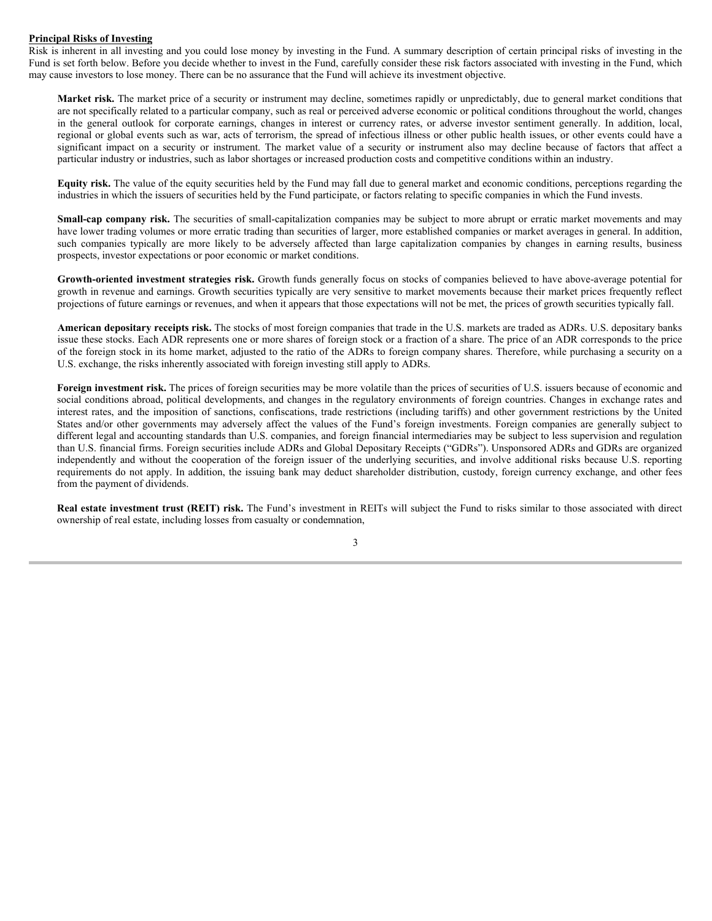**Principal Risks of Investing**

Risk is inherent in all investing and you could lose money by investing in the Fund. A summary description of certain principal risks of investing in the Fund is set forth below. Before you decide whether to invest in the Fund, carefully consider these risk factors associated with investing in the Fund, which may cause investors to lose money. There can be no assurance that the Fund will achieve its investment objective.

**Market risk.** The market price of a security or instrument may decline, sometimes rapidly or unpredictably, due to general market conditions that are not specifically related to a particular company, such as real or perceived adverse economic or political conditions throughout the world, changes in the general outlook for corporate earnings, changes in interest or currency rates, or adverse investor sentiment generally. In addition, local, regional or global events such as war, acts of terrorism, the spread of infectious illness or other public health issues, or other events could have a significant impact on a security or instrument. The market value of a security or instrument also may decline because of factors that affect a particular industry or industries, such as labor shortages or increased production costs and competitive conditions within an industry.

**Equity risk.** The value of the equity securities held by the Fund may fall due to general market and economic conditions, perceptions regarding the industries in which the issuers of securities held by the Fund participate, or factors relating to specific companies in which the Fund invests.

**Small-cap company risk.** The securities of small-capitalization companies may be subject to more abrupt or erratic market movements and may have lower trading volumes or more erratic trading than securities of larger, more established companies or market averages in general. In addition, such companies typically are more likely to be adversely affected than large capitalization companies by changes in earning results, business prospects, investor expectations or poor economic or market conditions.

**Growth-oriented investment strategies risk.** Growth funds generally focus on stocks of companies believed to have above-average potential for growth in revenue and earnings. Growth securities typically are very sensitive to market movements because their market prices frequently reflect projections of future earnings or revenues, and when it appears that those expectations will not be met, the prices of growth securities typically fall.

**American depositary receipts risk.** The stocks of most foreign companies that trade in the U.S. markets are traded as ADRs. U.S. depositary banks issue these stocks. Each ADR represents one or more shares of foreign stock or a fraction of a share. The price of an ADR corresponds to the price of the foreign stock in its home market, adjusted to the ratio of the ADRs to foreign company shares. Therefore, while purchasing a security on a U.S. exchange, the risks inherently associated with foreign investing still apply to ADRs.

**Foreign investment risk.** The prices of foreign securities may be more volatile than the prices of securities of U.S. issuers because of economic and social conditions abroad, political developments, and changes in the regulatory environments of foreign countries. Changes in exchange rates and interest rates, and the imposition of sanctions, confiscations, trade restrictions (including tariffs) and other government restrictions by the United States and/or other governments may adversely affect the values of the Fund's foreign investments. Foreign companies are generally subject to different legal and accounting standards than U.S. companies, and foreign financial intermediaries may be subject to less supervision and regulation than U.S. financial firms. Foreign securities include ADRs and Global Depositary Receipts ("GDRs"). Unsponsored ADRs and GDRs are organized independently and without the cooperation of the foreign issuer of the underlying securities, and involve additional risks because U.S. reporting requirements do not apply. In addition, the issuing bank may deduct shareholder distribution, custody, foreign currency exchange, and other fees from the payment of dividends.

**Real estate investment trust (REIT) risk.** The Fund's investment in REITs will subject the Fund to risks similar to those associated with direct ownership of real estate, including losses from casualty or condemnation,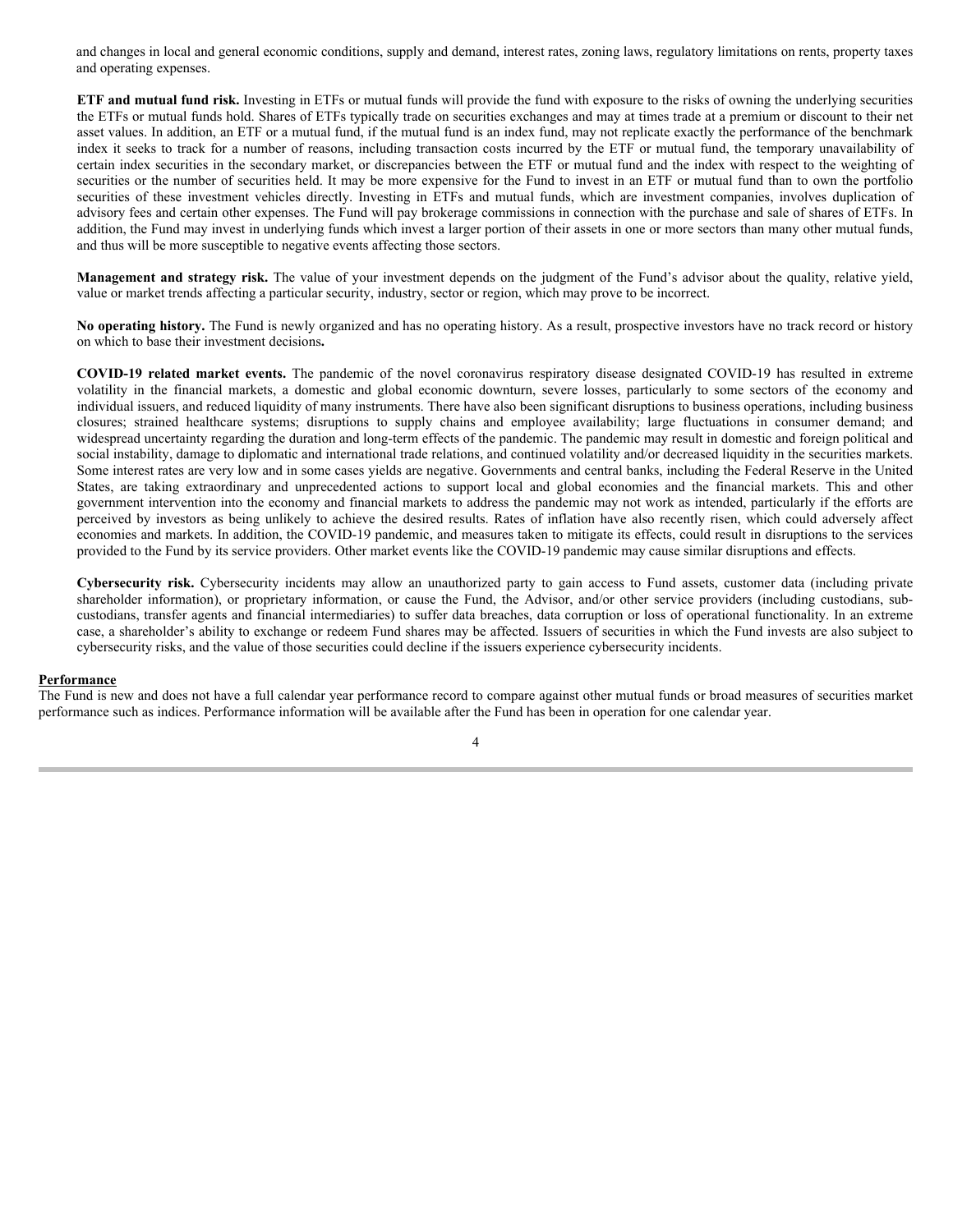and changes in local and general economic conditions, supply and demand, interest rates, zoning laws, regulatory limitations on rents, property taxes and operating expenses.

**ETF and mutual fund risk.** Investing in ETFs or mutual funds will provide the fund with exposure to the risks of owning the underlying securities the ETFs or mutual funds hold. Shares of ETFs typically trade on securities exchanges and may at times trade at a premium or discount to their net asset values. In addition, an ETF or a mutual fund, if the mutual fund is an index fund, may not replicate exactly the performance of the benchmark index it seeks to track for a number of reasons, including transaction costs incurred by the ETF or mutual fund, the temporary unavailability of certain index securities in the secondary market, or discrepancies between the ETF or mutual fund and the index with respect to the weighting of securities or the number of securities held. It may be more expensive for the Fund to invest in an ETF or mutual fund than to own the portfolio securities of these investment vehicles directly. Investing in ETFs and mutual funds, which are investment companies, involves duplication of advisory fees and certain other expenses. The Fund will pay brokerage commissions in connection with the purchase and sale of shares of ETFs. In addition, the Fund may invest in underlying funds which invest a larger portion of their assets in one or more sectors than many other mutual funds, and thus will be more susceptible to negative events affecting those sectors.

**Management and strategy risk.** The value of your investment depends on the judgment of the Fund's advisor about the quality, relative yield, value or market trends affecting a particular security, industry, sector or region, which may prove to be incorrect.

**No operating history.** The Fund is newly organized and has no operating history. As a result, prospective investors have no track record or history on which to base their investment decisions**.**

**COVID-19 related market events.** The pandemic of the novel coronavirus respiratory disease designated COVID-19 has resulted in extreme volatility in the financial markets, a domestic and global economic downturn, severe losses, particularly to some sectors of the economy and individual issuers, and reduced liquidity of many instruments. There have also been significant disruptions to business operations, including business closures; strained healthcare systems; disruptions to supply chains and employee availability; large fluctuations in consumer demand; and widespread uncertainty regarding the duration and long-term effects of the pandemic. The pandemic may result in domestic and foreign political and social instability, damage to diplomatic and international trade relations, and continued volatility and/or decreased liquidity in the securities markets. Some interest rates are very low and in some cases yields are negative. Governments and central banks, including the Federal Reserve in the United States, are taking extraordinary and unprecedented actions to support local and global economies and the financial markets. This and other government intervention into the economy and financial markets to address the pandemic may not work as intended, particularly if the efforts are perceived by investors as being unlikely to achieve the desired results. Rates of inflation have also recently risen, which could adversely affect economies and markets. In addition, the COVID-19 pandemic, and measures taken to mitigate its effects, could result in disruptions to the services provided to the Fund by its service providers. Other market events like the COVID-19 pandemic may cause similar disruptions and effects.

**Cybersecurity risk.** Cybersecurity incidents may allow an unauthorized party to gain access to Fund assets, customer data (including private shareholder information), or proprietary information, or cause the Fund, the Advisor, and/or other service providers (including custodians, sub-custodians, transfer agents and financial intermediaries) to suffer data breaches, data corruption or loss of operational functionality. In an extreme case, a shareholder's ability to exchange or redeem Fund shares may be affected. Issuers of securities in which the Fund invests are also subject to cybersecurity risks, and the value of those securities could decline if the issuers experience cybersecurity incidents.

## Performance

The Fund is new and does not have a full calendar year performance record to compare against other mutual funds or broad measures of securities market performance such as indices. Performance information will be available after the Fund has been in operation for one calendar year.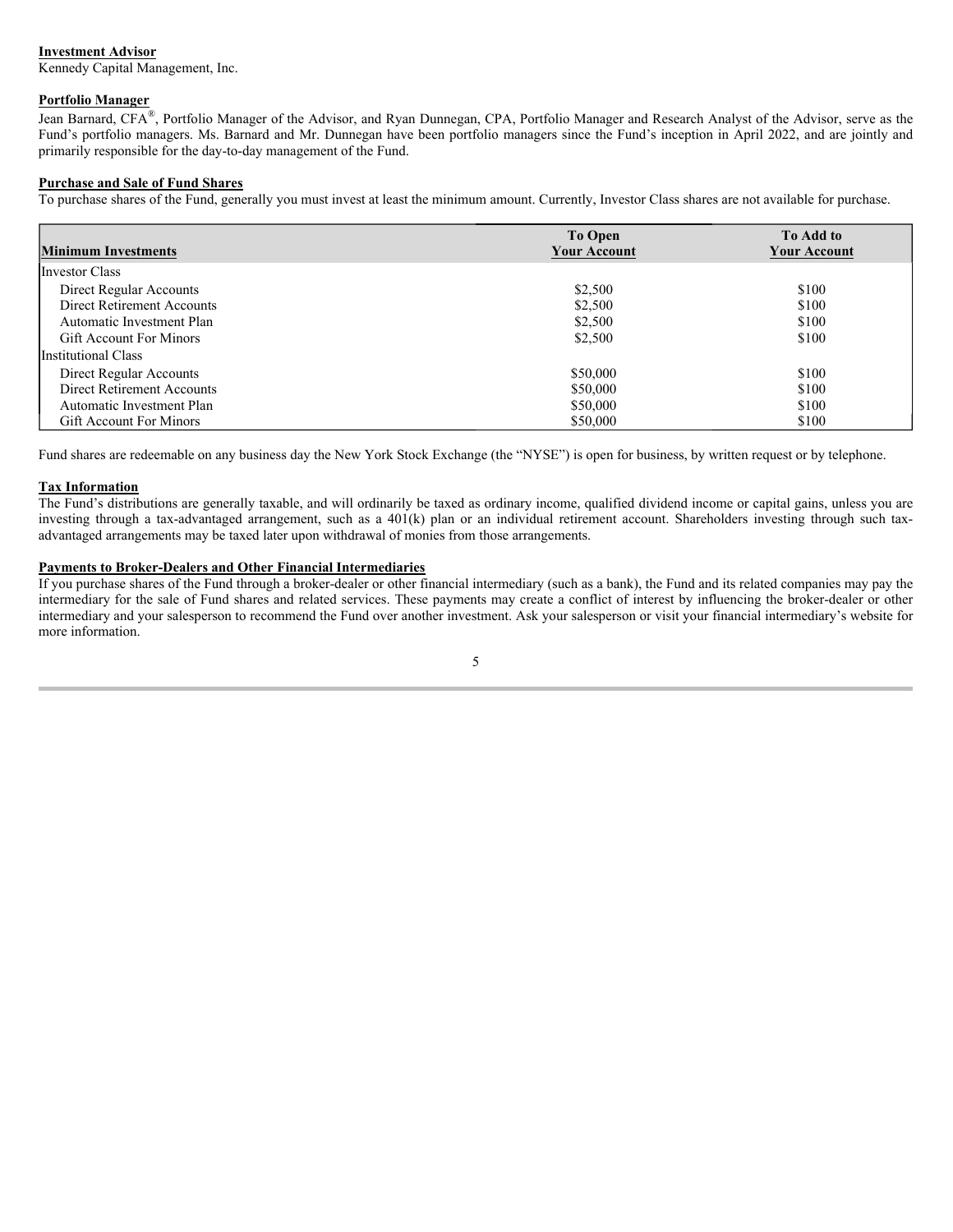**Investment Advisor**

Kennedy Capital Management, Inc.

**Portfolio Manager**

Jean Barnard, CFA®, Portfolio Manager of the Advisor, and Ryan Dunnegan, CPA, Portfolio Manager and Research Analyst of the Advisor, serve as the Fund's portfolio managers. Ms. Barnard and Mr. Dunnegan have been portfolio managers since the Fund's inception in April 2022, and are jointly and primarily responsible for the day-to-day management of the Fund.

**Purchase and Sale of Fund Shares**

To purchase shares of the Fund, generally you must invest at least the minimum amount. Currently, Investor Class shares are not available for purchase.

| Minimum Investments | To Open Your Account | To Add to Your Account |
|---|---|---|
| Investor Class | | |
| Direct Regular Accounts | $2,500 | $100 |
| Direct Retirement Accounts | $2,500 | $100 |
| Automatic Investment Plan | $2,500 | $100 |
| Gift Account For Minors | $2,500 | $100 |
| Institutional Class | | |
| Direct Regular Accounts | $50,000 | $100 |
| Direct Retirement Accounts | $50,000 | $100 |
| Automatic Investment Plan | $50,000 | $100 |
| Gift Account For Minors | $50,000 | $100 |

Fund shares are redeemable on any business day the New York Stock Exchange (the "NYSE") is open for business, by written request or by telephone.

**Tax Information**

The Fund's distributions are generally taxable, and will ordinarily be taxed as ordinary income, qualified dividend income or capital gains, unless you are investing through a tax-advantaged arrangement, such as a 401(k) plan or an individual retirement account. Shareholders investing through such tax-advantaged arrangements may be taxed later upon withdrawal of monies from those arrangements.

**Payments to Broker-Dealers and Other Financial Intermediaries**

If you purchase shares of the Fund through a broker-dealer or other financial intermediary (such as a bank), the Fund and its related companies may pay the intermediary for the sale of Fund shares and related services. These payments may create a conflict of interest by influencing the broker-dealer or other intermediary and your salesperson to recommend the Fund over another investment. Ask your salesperson or visit your financial intermediary's website for more information.